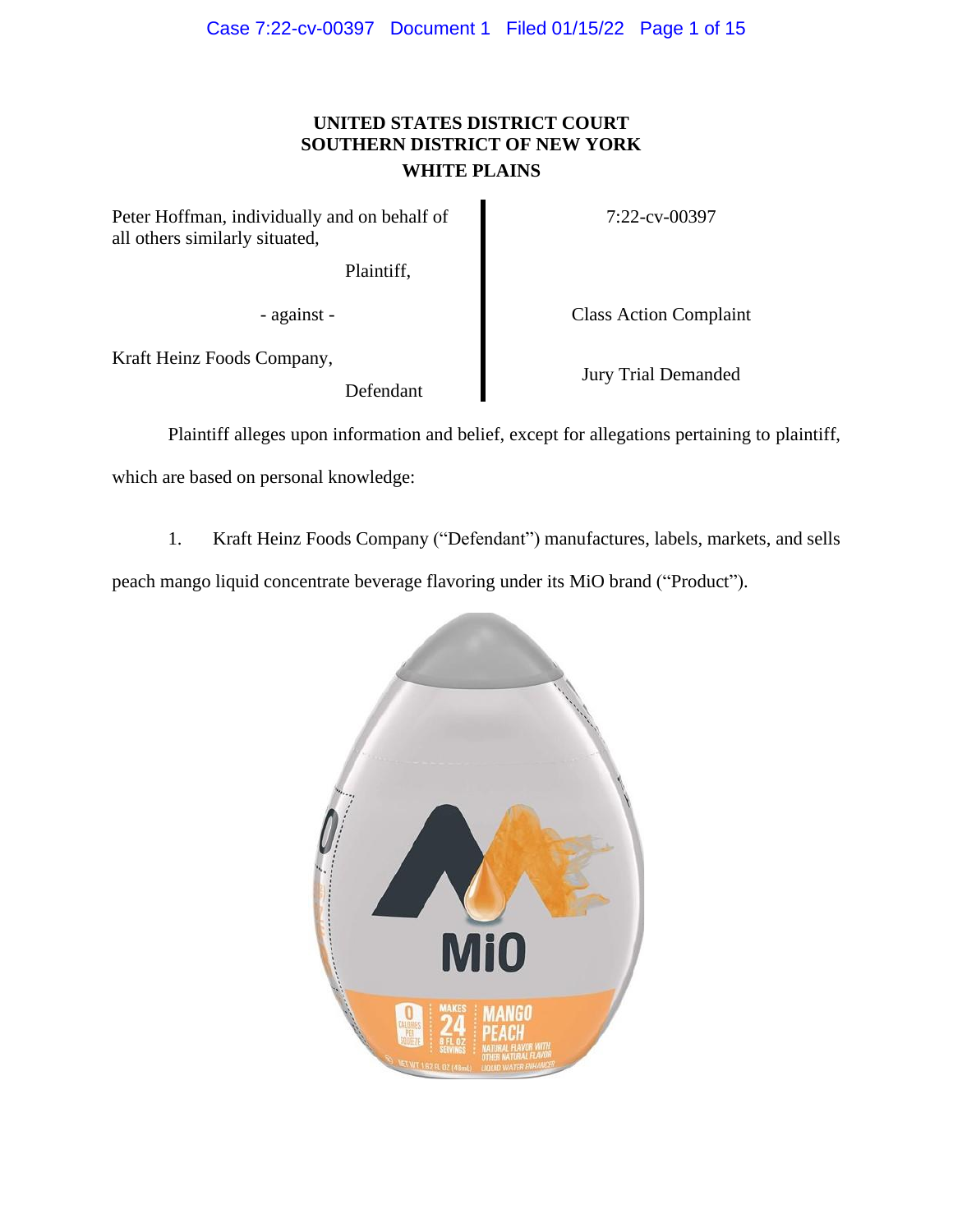**UNITED STATES DISTRICT COURT**
**SOUTHERN DISTRICT OF NEW YORK**
**WHITE PLAINS**

| | |
|---|---|
| Peter Hoffman, individually and on behalf of all others similarly situated, Plaintiff, | 7:22-cv-00397 |
| - against - | Class Action Complaint |
| Kraft Heinz Foods Company, Defendant | Jury Trial Demanded |

Plaintiff alleges upon information and belief, except for allegations pertaining to plaintiff, which are based on personal knowledge:

1. Kraft Heinz Foods Company ("Defendant") manufactures, labels, markets, and sells peach mango liquid concentrate beverage flavoring under its MiO brand ("Product").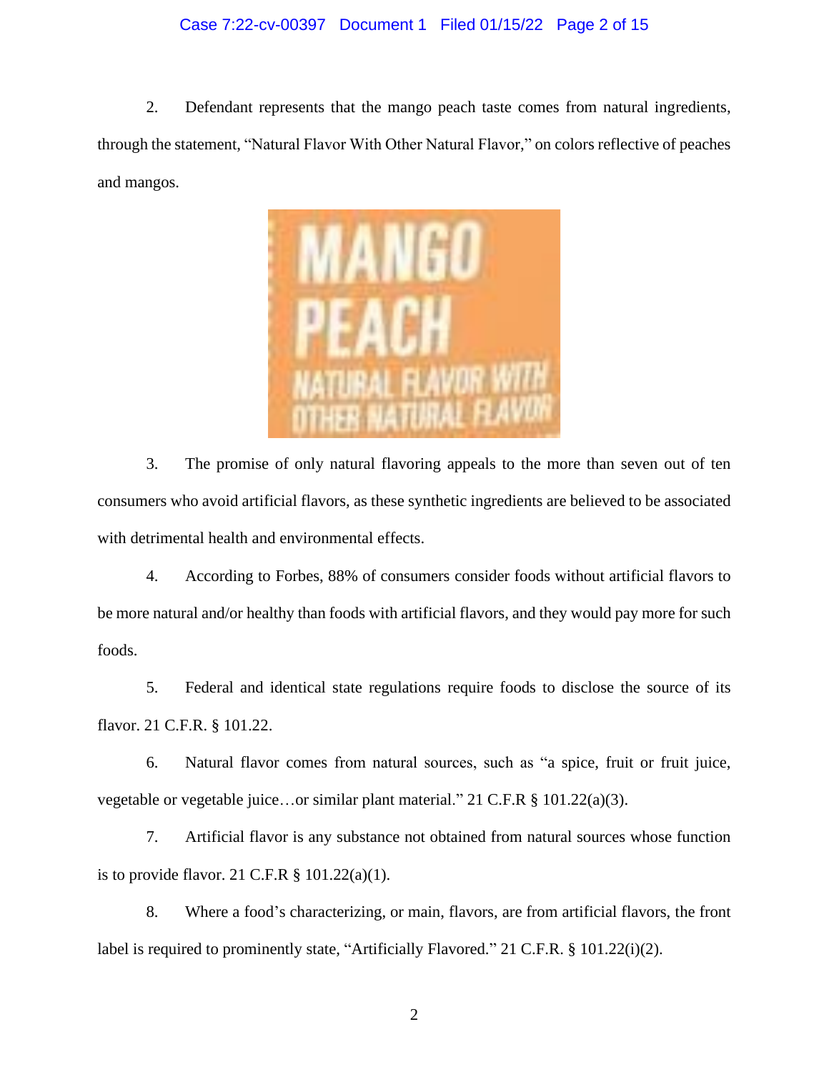2. Defendant represents that the mango peach taste comes from natural ingredients, through the statement, "Natural Flavor With Other Natural Flavor," on colors reflective of peaches and mangos.

MANGO PEACH
NATURAL FLAVOR WITH OTHER NATURAL FLAVOR

3. The promise of only natural flavoring appeals to the more than seven out of ten consumers who avoid artificial flavors, as these synthetic ingredients are believed to be associated with detrimental health and environmental effects.

4. According to Forbes, 88% of consumers consider foods without artificial flavors to be more natural and/or healthy than foods with artificial flavors, and they would pay more for such foods.

5. Federal and identical state regulations require foods to disclose the source of its flavor. 21 C.F.R. § 101.22.

6. Natural flavor comes from natural sources, such as "a spice, fruit or fruit juice, vegetable or vegetable juice…or similar plant material." 21 C.F.R § 101.22(a)(3).

7. Artificial flavor is any substance not obtained from natural sources whose function is to provide flavor. 21 C.F.R § 101.22(a)(1).

8. Where a food's characterizing, or main, flavors, are from artificial flavors, the front label is required to prominently state, "Artificially Flavored." 21 C.F.R. § 101.22(i)(2).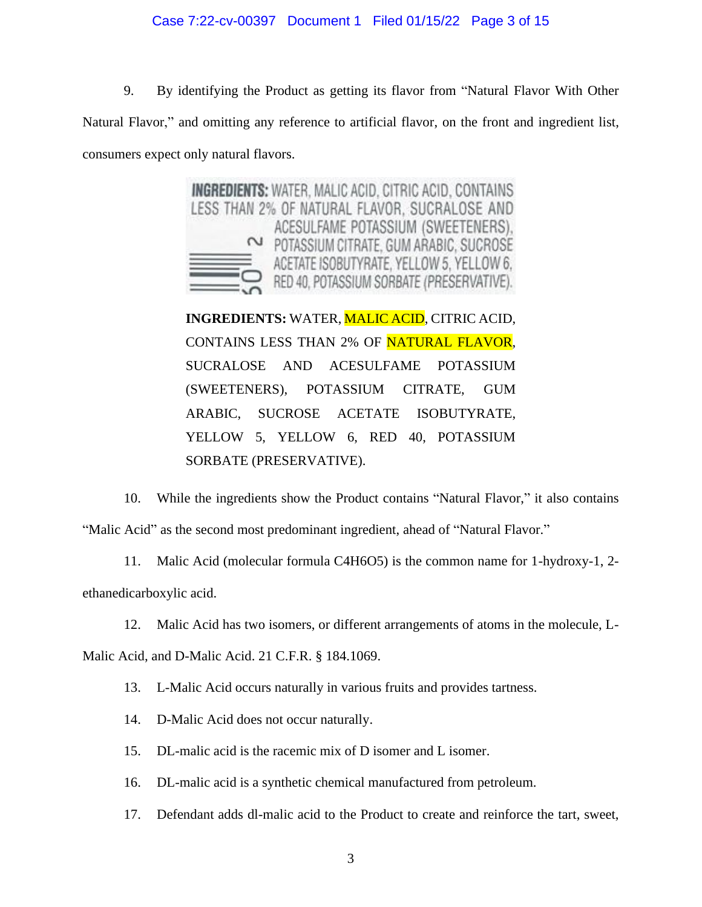9. By identifying the Product as getting its flavor from "Natural Flavor With Other Natural Flavor," and omitting any reference to artificial flavor, on the front and ingredient list, consumers expect only natural flavors.

INGREDIENTS: WATER, MALIC ACID, CITRIC ACID, CONTAINS LESS THAN 2% OF NATURAL FLAVOR, SUCRALOSE AND ACESULFAME POTASSIUM (SWEETENERS), POTASSIUM CITRATE, GUM ARABIC, SUCROSE ACETATE ISOBUTYRATE, YELLOW 5, YELLOW 6, RED 40, POTASSIUM SORBATE (PRESERVATIVE).

**INGREDIENTS:** WATER, MALIC ACID, CITRIC ACID, CONTAINS LESS THAN 2% OF NATURAL FLAVOR, SUCRALOSE AND ACESULFAME POTASSIUM (SWEETENERS), POTASSIUM CITRATE, GUM ARABIC, SUCROSE ACETATE ISOBUTYRATE, YELLOW 5, YELLOW 6, RED 40, POTASSIUM SORBATE (PRESERVATIVE).

10. While the ingredients show the Product contains "Natural Flavor," it also contains "Malic Acid" as the second most predominant ingredient, ahead of "Natural Flavor."

11. Malic Acid (molecular formula $C_4H_6O_5$) is the common name for 1-hydroxy-1, 2-ethanedicarboxylic acid.

12. Malic Acid has two isomers, or different arrangements of atoms in the molecule, L-Malic Acid, and D-Malic Acid. 21 C.F.R. § 184.1069.

13. L-Malic Acid occurs naturally in various fruits and provides tartness.

14. D-Malic Acid does not occur naturally.

15. DL-malic acid is the racemic mix of D isomer and L isomer.

16. DL-malic acid is a synthetic chemical manufactured from petroleum.

17. Defendant adds dl-malic acid to the Product to create and reinforce the tart, sweet,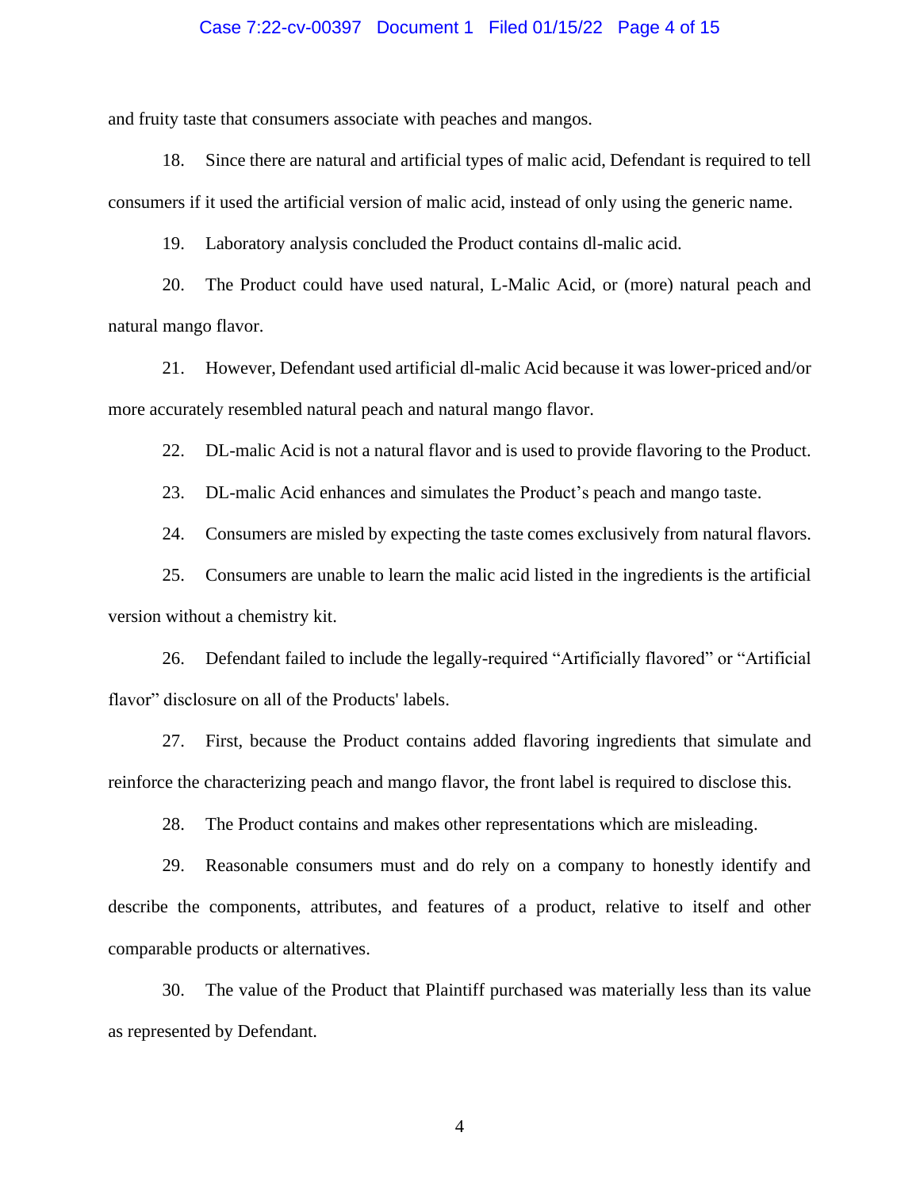and fruity taste that consumers associate with peaches and mangos.

18. Since there are natural and artificial types of malic acid, Defendant is required to tell consumers if it used the artificial version of malic acid, instead of only using the generic name.

19. Laboratory analysis concluded the Product contains dl-malic acid.

20. The Product could have used natural, L-Malic Acid, or (more) natural peach and natural mango flavor.

21. However, Defendant used artificial dl-malic Acid because it was lower-priced and/or more accurately resembled natural peach and natural mango flavor.

22. DL-malic Acid is not a natural flavor and is used to provide flavoring to the Product.

23. DL-malic Acid enhances and simulates the Product's peach and mango taste.

24. Consumers are misled by expecting the taste comes exclusively from natural flavors.

25. Consumers are unable to learn the malic acid listed in the ingredients is the artificial version without a chemistry kit.

26. Defendant failed to include the legally-required "Artificially flavored" or "Artificial flavor" disclosure on all of the Products' labels.

27. First, because the Product contains added flavoring ingredients that simulate and reinforce the characterizing peach and mango flavor, the front label is required to disclose this.

28. The Product contains and makes other representations which are misleading.

29. Reasonable consumers must and do rely on a company to honestly identify and describe the components, attributes, and features of a product, relative to itself and other comparable products or alternatives.

30. The value of the Product that Plaintiff purchased was materially less than its value as represented by Defendant.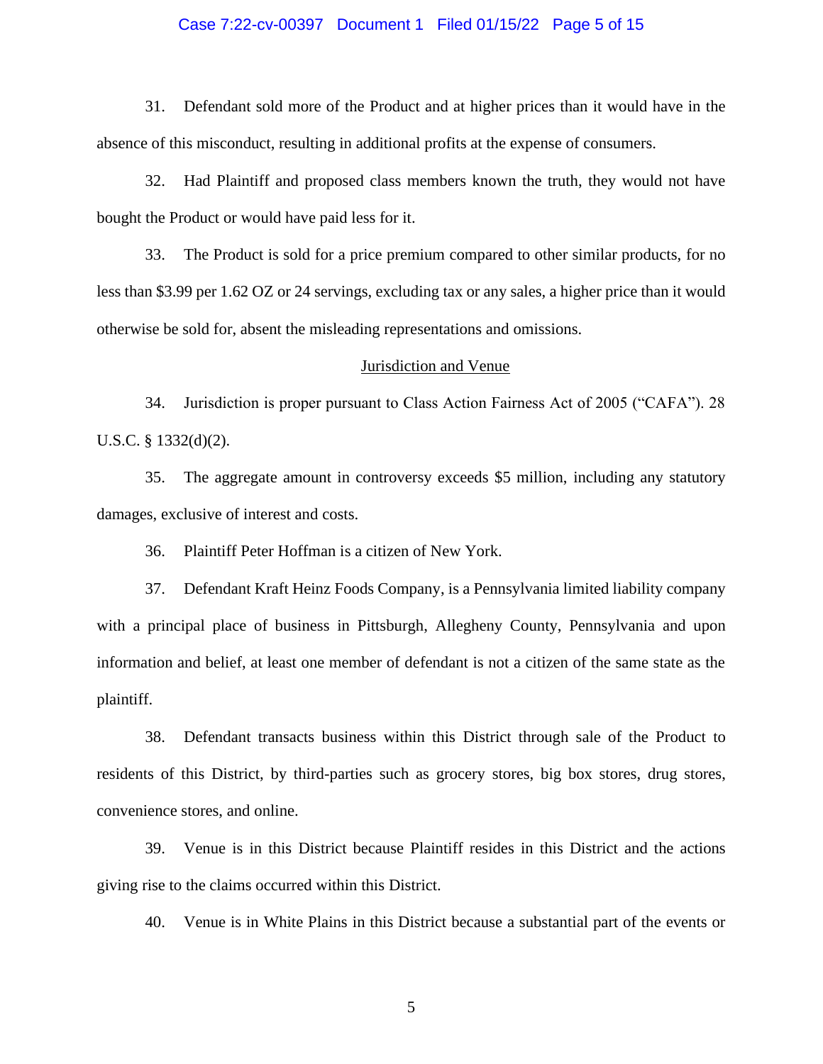31. Defendant sold more of the Product and at higher prices than it would have in the absence of this misconduct, resulting in additional profits at the expense of consumers.

32. Had Plaintiff and proposed class members known the truth, they would not have bought the Product or would have paid less for it.

33. The Product is sold for a price premium compared to other similar products, for no less than $3.99 per 1.62 OZ or 24 servings, excluding tax or any sales, a higher price than it would otherwise be sold for, absent the misleading representations and omissions.

## Jurisdiction and Venue

34. Jurisdiction is proper pursuant to Class Action Fairness Act of 2005 ("CAFA"). 28 U.S.C. § 1332(d)(2).

35. The aggregate amount in controversy exceeds $5 million, including any statutory damages, exclusive of interest and costs.

36. Plaintiff Peter Hoffman is a citizen of New York.

37. Defendant Kraft Heinz Foods Company, is a Pennsylvania limited liability company with a principal place of business in Pittsburgh, Allegheny County, Pennsylvania and upon information and belief, at least one member of defendant is not a citizen of the same state as the plaintiff.

38. Defendant transacts business within this District through sale of the Product to residents of this District, by third-parties such as grocery stores, big box stores, drug stores, convenience stores, and online.

39. Venue is in this District because Plaintiff resides in this District and the actions giving rise to the claims occurred within this District.

40. Venue is in White Plains in this District because a substantial part of the events or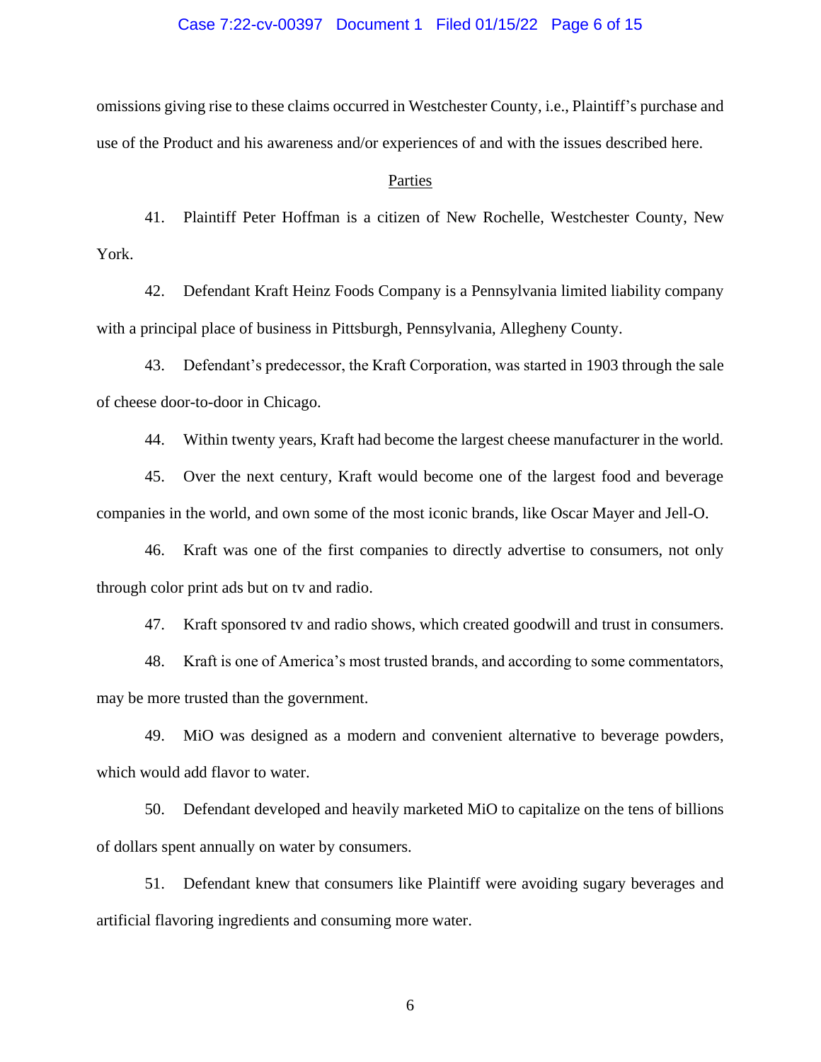omissions giving rise to these claims occurred in Westchester County, i.e., Plaintiff's purchase and use of the Product and his awareness and/or experiences of and with the issues described here.

## Parties

41. Plaintiff Peter Hoffman is a citizen of New Rochelle, Westchester County, New York.

42. Defendant Kraft Heinz Foods Company is a Pennsylvania limited liability company with a principal place of business in Pittsburgh, Pennsylvania, Allegheny County.

43. Defendant's predecessor, the Kraft Corporation, was started in 1903 through the sale of cheese door-to-door in Chicago.

44. Within twenty years, Kraft had become the largest cheese manufacturer in the world.

45. Over the next century, Kraft would become one of the largest food and beverage companies in the world, and own some of the most iconic brands, like Oscar Mayer and Jell-O.

46. Kraft was one of the first companies to directly advertise to consumers, not only through color print ads but on tv and radio.

47. Kraft sponsored tv and radio shows, which created goodwill and trust in consumers.

48. Kraft is one of America's most trusted brands, and according to some commentators, may be more trusted than the government.

49. MiO was designed as a modern and convenient alternative to beverage powders, which would add flavor to water.

50. Defendant developed and heavily marketed MiO to capitalize on the tens of billions of dollars spent annually on water by consumers.

51. Defendant knew that consumers like Plaintiff were avoiding sugary beverages and artificial flavoring ingredients and consuming more water.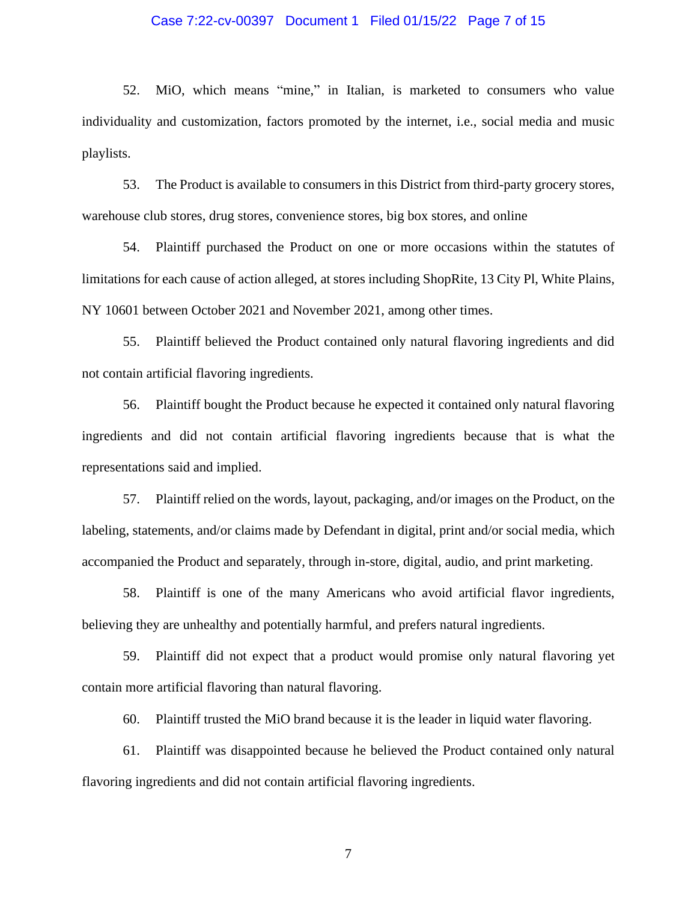52. MiO, which means "mine," in Italian, is marketed to consumers who value individuality and customization, factors promoted by the internet, i.e., social media and music playlists.

53. The Product is available to consumers in this District from third-party grocery stores, warehouse club stores, drug stores, convenience stores, big box stores, and online

54. Plaintiff purchased the Product on one or more occasions within the statutes of limitations for each cause of action alleged, at stores including ShopRite, 13 City Pl, White Plains, NY 10601 between October 2021 and November 2021, among other times.

55. Plaintiff believed the Product contained only natural flavoring ingredients and did not contain artificial flavoring ingredients.

56. Plaintiff bought the Product because he expected it contained only natural flavoring ingredients and did not contain artificial flavoring ingredients because that is what the representations said and implied.

57. Plaintiff relied on the words, layout, packaging, and/or images on the Product, on the labeling, statements, and/or claims made by Defendant in digital, print and/or social media, which accompanied the Product and separately, through in-store, digital, audio, and print marketing.

58. Plaintiff is one of the many Americans who avoid artificial flavor ingredients, believing they are unhealthy and potentially harmful, and prefers natural ingredients.

59. Plaintiff did not expect that a product would promise only natural flavoring yet contain more artificial flavoring than natural flavoring.

60. Plaintiff trusted the MiO brand because it is the leader in liquid water flavoring.

61. Plaintiff was disappointed because he believed the Product contained only natural flavoring ingredients and did not contain artificial flavoring ingredients.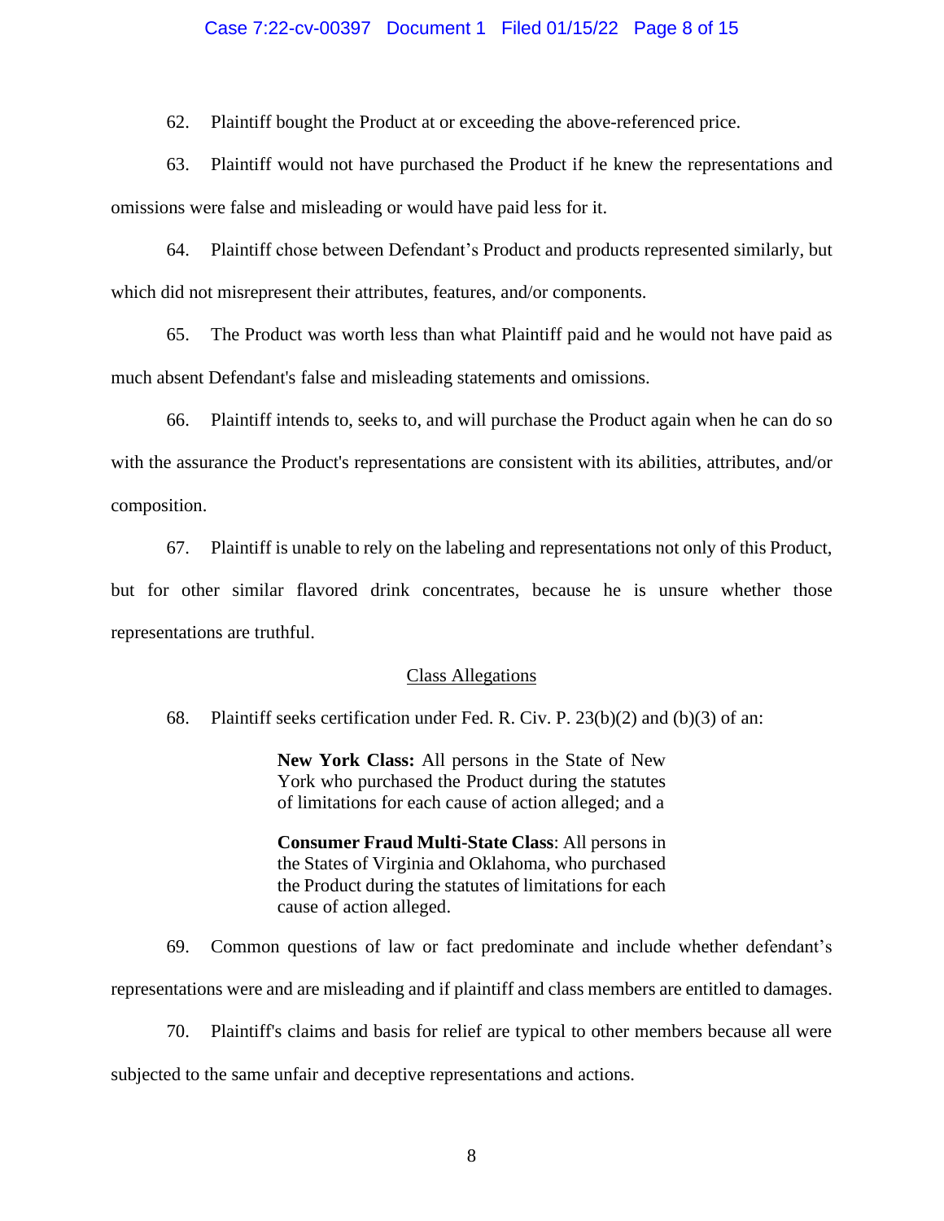62. Plaintiff bought the Product at or exceeding the above-referenced price.

63. Plaintiff would not have purchased the Product if he knew the representations and omissions were false and misleading or would have paid less for it.

64. Plaintiff chose between Defendant's Product and products represented similarly, but which did not misrepresent their attributes, features, and/or components.

65. The Product was worth less than what Plaintiff paid and he would not have paid as much absent Defendant's false and misleading statements and omissions.

66. Plaintiff intends to, seeks to, and will purchase the Product again when he can do so with the assurance the Product's representations are consistent with its abilities, attributes, and/or composition.

67. Plaintiff is unable to rely on the labeling and representations not only of this Product, but for other similar flavored drink concentrates, because he is unsure whether those representations are truthful.

## Class Allegations

68. Plaintiff seeks certification under Fed. R. Civ. P. 23(b)(2) and (b)(3) of an:

> **New York Class:** All persons in the State of New York who purchased the Product during the statutes of limitations for each cause of action alleged; and a
>
> **Consumer Fraud Multi-State Class**: All persons in the States of Virginia and Oklahoma, who purchased the Product during the statutes of limitations for each cause of action alleged.

69. Common questions of law or fact predominate and include whether defendant's representations were and are misleading and if plaintiff and class members are entitled to damages.

70. Plaintiff's claims and basis for relief are typical to other members because all were subjected to the same unfair and deceptive representations and actions.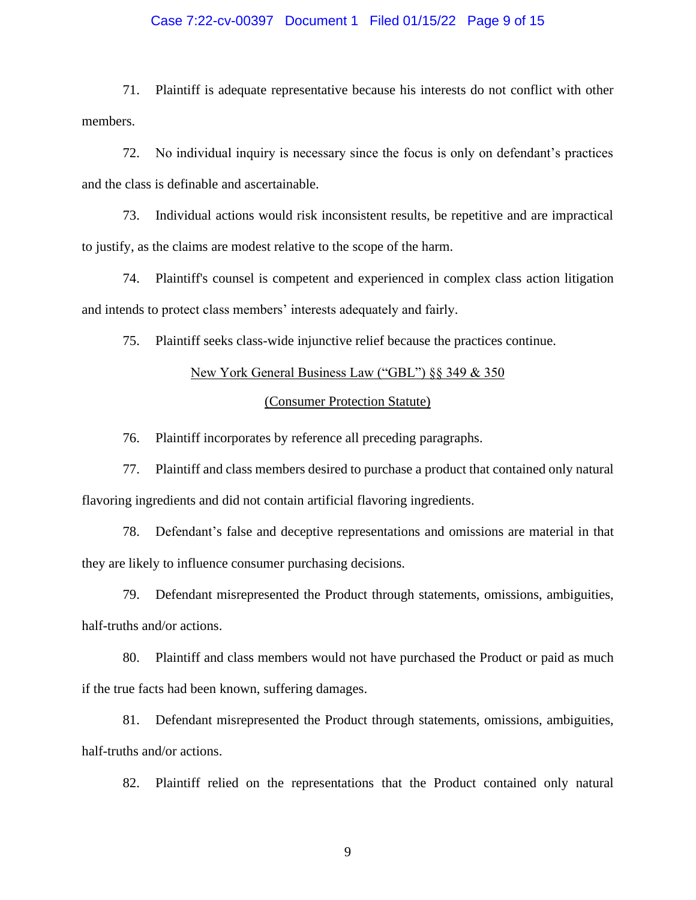71. Plaintiff is adequate representative because his interests do not conflict with other members.

72. No individual inquiry is necessary since the focus is only on defendant's practices and the class is definable and ascertainable.

73. Individual actions would risk inconsistent results, be repetitive and are impractical to justify, as the claims are modest relative to the scope of the harm.

74. Plaintiff's counsel is competent and experienced in complex class action litigation and intends to protect class members' interests adequately and fairly.

75. Plaintiff seeks class-wide injunctive relief because the practices continue.

<u>New York General Business Law ("GBL") §§ 349 & 350</u>

<u>(Consumer Protection Statute)</u>

76. Plaintiff incorporates by reference all preceding paragraphs.

77. Plaintiff and class members desired to purchase a product that contained only natural flavoring ingredients and did not contain artificial flavoring ingredients.

78. Defendant's false and deceptive representations and omissions are material in that they are likely to influence consumer purchasing decisions.

79. Defendant misrepresented the Product through statements, omissions, ambiguities, half-truths and/or actions.

80. Plaintiff and class members would not have purchased the Product or paid as much if the true facts had been known, suffering damages.

81. Defendant misrepresented the Product through statements, omissions, ambiguities, half-truths and/or actions.

82. Plaintiff relied on the representations that the Product contained only natural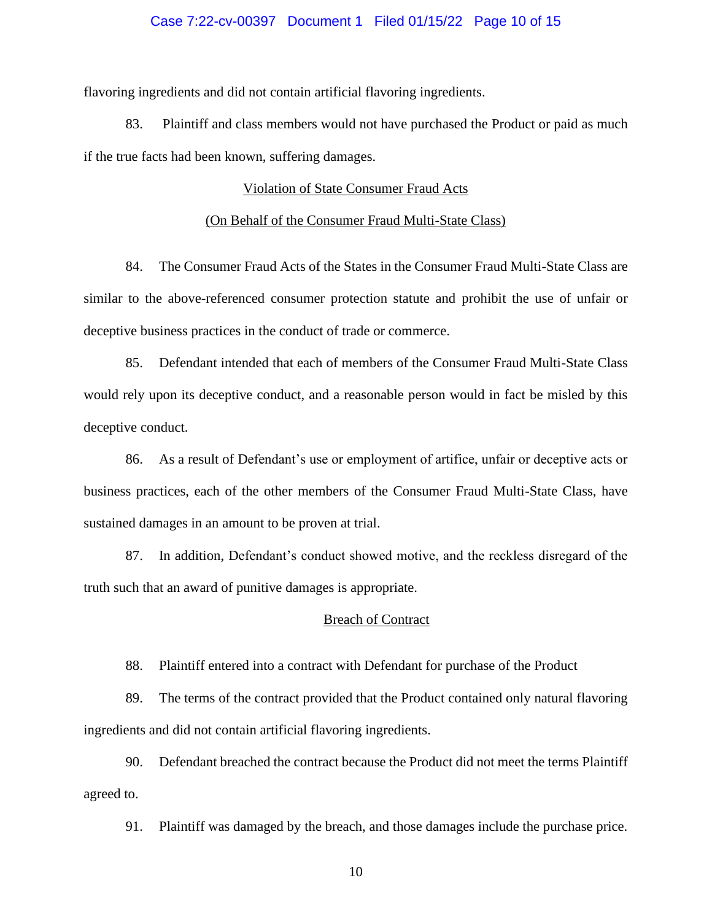flavoring ingredients and did not contain artificial flavoring ingredients.

83. Plaintiff and class members would not have purchased the Product or paid as much if the true facts had been known, suffering damages.

Violation of State Consumer Fraud Acts

(On Behalf of the Consumer Fraud Multi-State Class)

84. The Consumer Fraud Acts of the States in the Consumer Fraud Multi-State Class are similar to the above-referenced consumer protection statute and prohibit the use of unfair or deceptive business practices in the conduct of trade or commerce.

85. Defendant intended that each of members of the Consumer Fraud Multi-State Class would rely upon its deceptive conduct, and a reasonable person would in fact be misled by this deceptive conduct.

86. As a result of Defendant's use or employment of artifice, unfair or deceptive acts or business practices, each of the other members of the Consumer Fraud Multi-State Class, have sustained damages in an amount to be proven at trial.

87. In addition, Defendant's conduct showed motive, and the reckless disregard of the truth such that an award of punitive damages is appropriate.

Breach of Contract

88. Plaintiff entered into a contract with Defendant for purchase of the Product

89. The terms of the contract provided that the Product contained only natural flavoring ingredients and did not contain artificial flavoring ingredients.

90. Defendant breached the contract because the Product did not meet the terms Plaintiff agreed to.

91. Plaintiff was damaged by the breach, and those damages include the purchase price.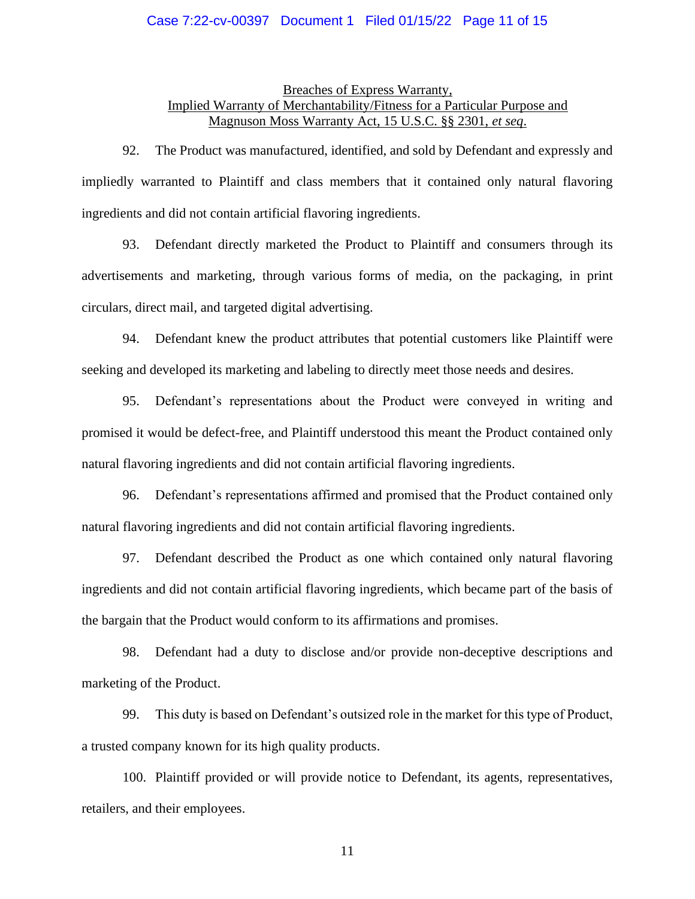<u>Breaches of Express Warranty,</u>
<u>Implied Warranty of Merchantability/Fitness for a Particular Purpose and</u>
<u>Magnuson Moss Warranty Act, 15 U.S.C. §§ 2301, *et seq*.</u>

92. The Product was manufactured, identified, and sold by Defendant and expressly and impliedly warranted to Plaintiff and class members that it contained only natural flavoring ingredients and did not contain artificial flavoring ingredients.

93. Defendant directly marketed the Product to Plaintiff and consumers through its advertisements and marketing, through various forms of media, on the packaging, in print circulars, direct mail, and targeted digital advertising.

94. Defendant knew the product attributes that potential customers like Plaintiff were seeking and developed its marketing and labeling to directly meet those needs and desires.

95. Defendant's representations about the Product were conveyed in writing and promised it would be defect-free, and Plaintiff understood this meant the Product contained only natural flavoring ingredients and did not contain artificial flavoring ingredients.

96. Defendant's representations affirmed and promised that the Product contained only natural flavoring ingredients and did not contain artificial flavoring ingredients.

97. Defendant described the Product as one which contained only natural flavoring ingredients and did not contain artificial flavoring ingredients, which became part of the basis of the bargain that the Product would conform to its affirmations and promises.

98. Defendant had a duty to disclose and/or provide non-deceptive descriptions and marketing of the Product.

99. This duty is based on Defendant's outsized role in the market for this type of Product, a trusted company known for its high quality products.

100. Plaintiff provided or will provide notice to Defendant, its agents, representatives, retailers, and their employees.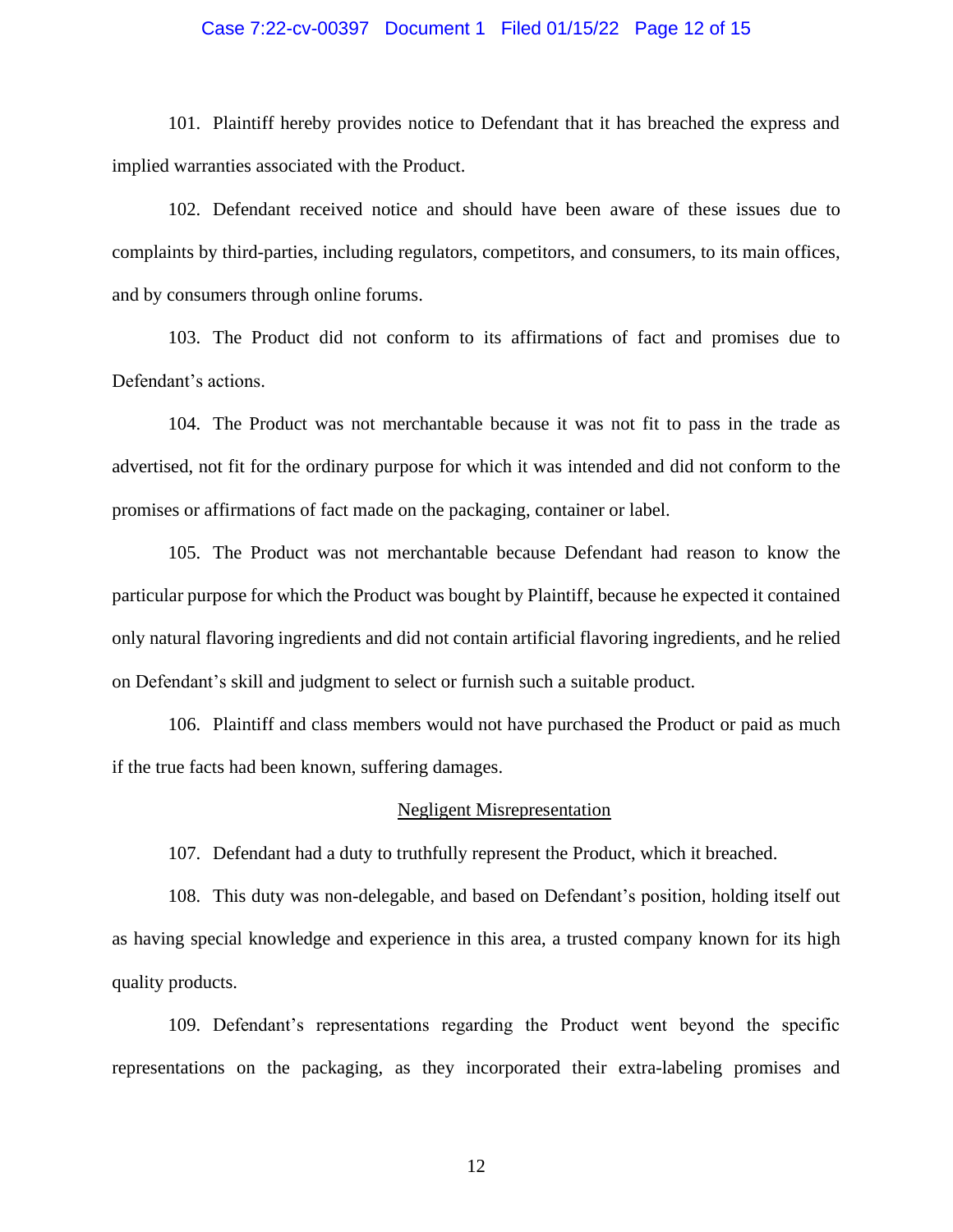101. Plaintiff hereby provides notice to Defendant that it has breached the express and implied warranties associated with the Product.

102. Defendant received notice and should have been aware of these issues due to complaints by third-parties, including regulators, competitors, and consumers, to its main offices, and by consumers through online forums.

103. The Product did not conform to its affirmations of fact and promises due to Defendant's actions.

104. The Product was not merchantable because it was not fit to pass in the trade as advertised, not fit for the ordinary purpose for which it was intended and did not conform to the promises or affirmations of fact made on the packaging, container or label.

105. The Product was not merchantable because Defendant had reason to know the particular purpose for which the Product was bought by Plaintiff, because he expected it contained only natural flavoring ingredients and did not contain artificial flavoring ingredients, and he relied on Defendant's skill and judgment to select or furnish such a suitable product.

106. Plaintiff and class members would not have purchased the Product or paid as much if the true facts had been known, suffering damages.

<u>Negligent Misrepresentation</u>

107. Defendant had a duty to truthfully represent the Product, which it breached.

108. This duty was non-delegable, and based on Defendant's position, holding itself out as having special knowledge and experience in this area, a trusted company known for its high quality products.

109. Defendant's representations regarding the Product went beyond the specific representations on the packaging, as they incorporated their extra-labeling promises and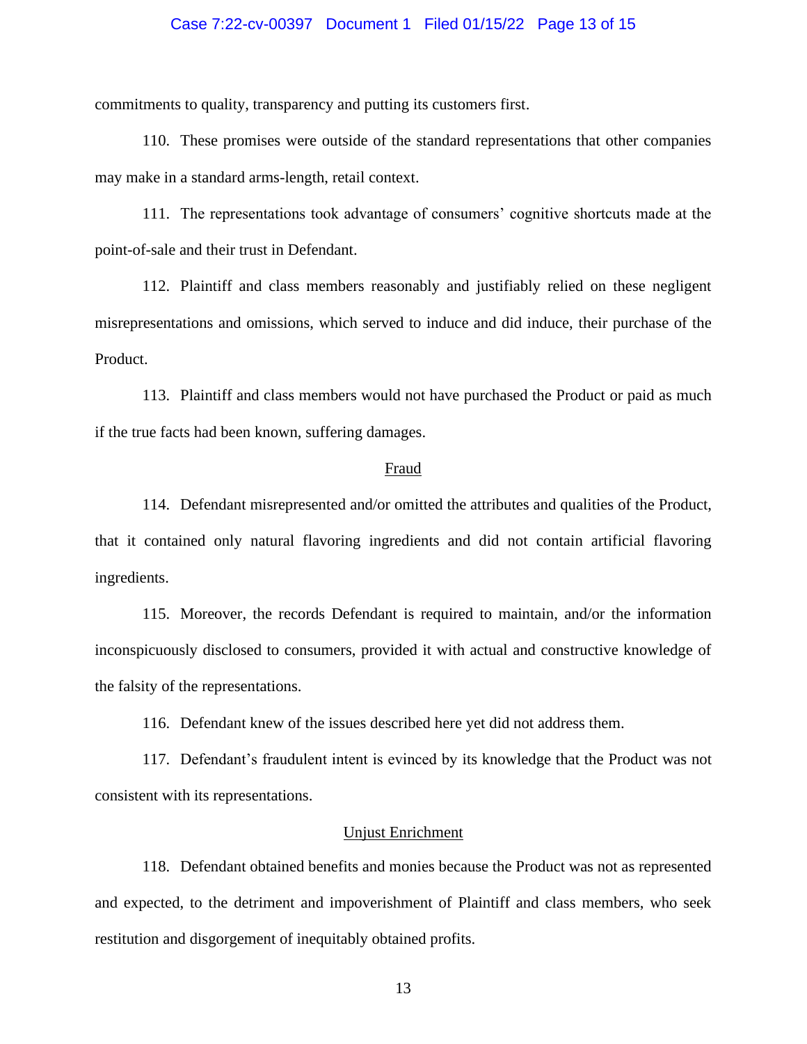commitments to quality, transparency and putting its customers first.

110. These promises were outside of the standard representations that other companies may make in a standard arms-length, retail context.

111. The representations took advantage of consumers' cognitive shortcuts made at the point-of-sale and their trust in Defendant.

112. Plaintiff and class members reasonably and justifiably relied on these negligent misrepresentations and omissions, which served to induce and did induce, their purchase of the Product.

113. Plaintiff and class members would not have purchased the Product or paid as much if the true facts had been known, suffering damages.

<u>Fraud</u>

114. Defendant misrepresented and/or omitted the attributes and qualities of the Product, that it contained only natural flavoring ingredients and did not contain artificial flavoring ingredients.

115. Moreover, the records Defendant is required to maintain, and/or the information inconspicuously disclosed to consumers, provided it with actual and constructive knowledge of the falsity of the representations.

116. Defendant knew of the issues described here yet did not address them.

117. Defendant's fraudulent intent is evinced by its knowledge that the Product was not consistent with its representations.

<u>Unjust Enrichment</u>

118. Defendant obtained benefits and monies because the Product was not as represented and expected, to the detriment and impoverishment of Plaintiff and class members, who seek restitution and disgorgement of inequitably obtained profits.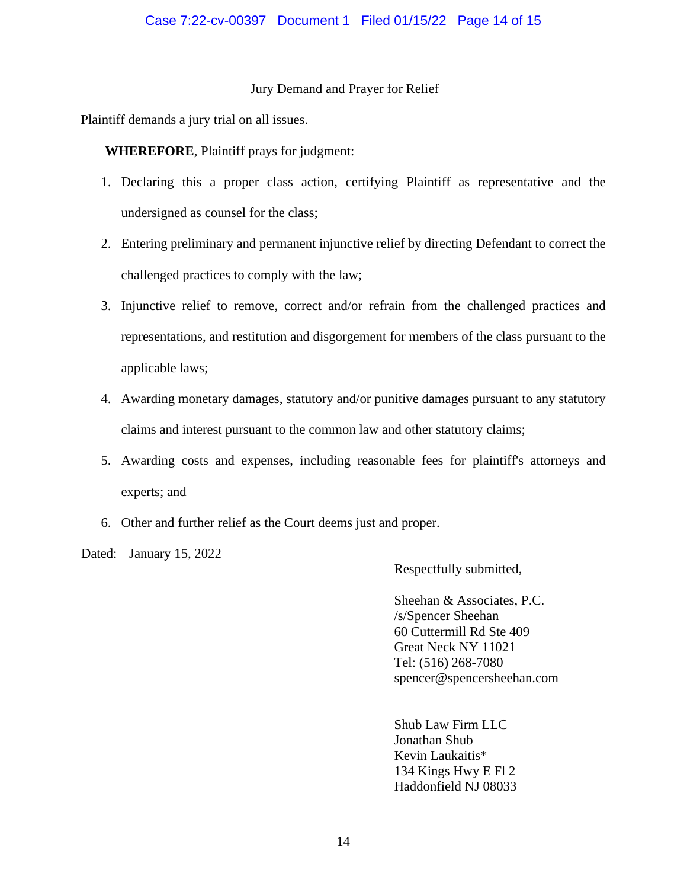## Jury Demand and Prayer for Relief

Plaintiff demands a jury trial on all issues.

**WHEREFORE**, Plaintiff prays for judgment:

1. Declaring this a proper class action, certifying Plaintiff as representative and the undersigned as counsel for the class;
2. Entering preliminary and permanent injunctive relief by directing Defendant to correct the challenged practices to comply with the law;
3. Injunctive relief to remove, correct and/or refrain from the challenged practices and representations, and restitution and disgorgement for members of the class pursuant to the applicable laws;
4. Awarding monetary damages, statutory and/or punitive damages pursuant to any statutory claims and interest pursuant to the common law and other statutory claims;
5. Awarding costs and expenses, including reasonable fees for plaintiff's attorneys and experts; and
6. Other and further relief as the Court deems just and proper.

Dated: January 15, 2022

Respectfully submitted,

Sheehan & Associates, P.C.
/s/Spencer Sheehan
60 Cuttermill Rd Ste 409
Great Neck NY 11021
Tel: (516) 268-7080
spencer@spencersheehan.com

Shub Law Firm LLC
Jonathan Shub
Kevin Laukaitis*
134 Kings Hwy E Fl 2
Haddonfield NJ 08033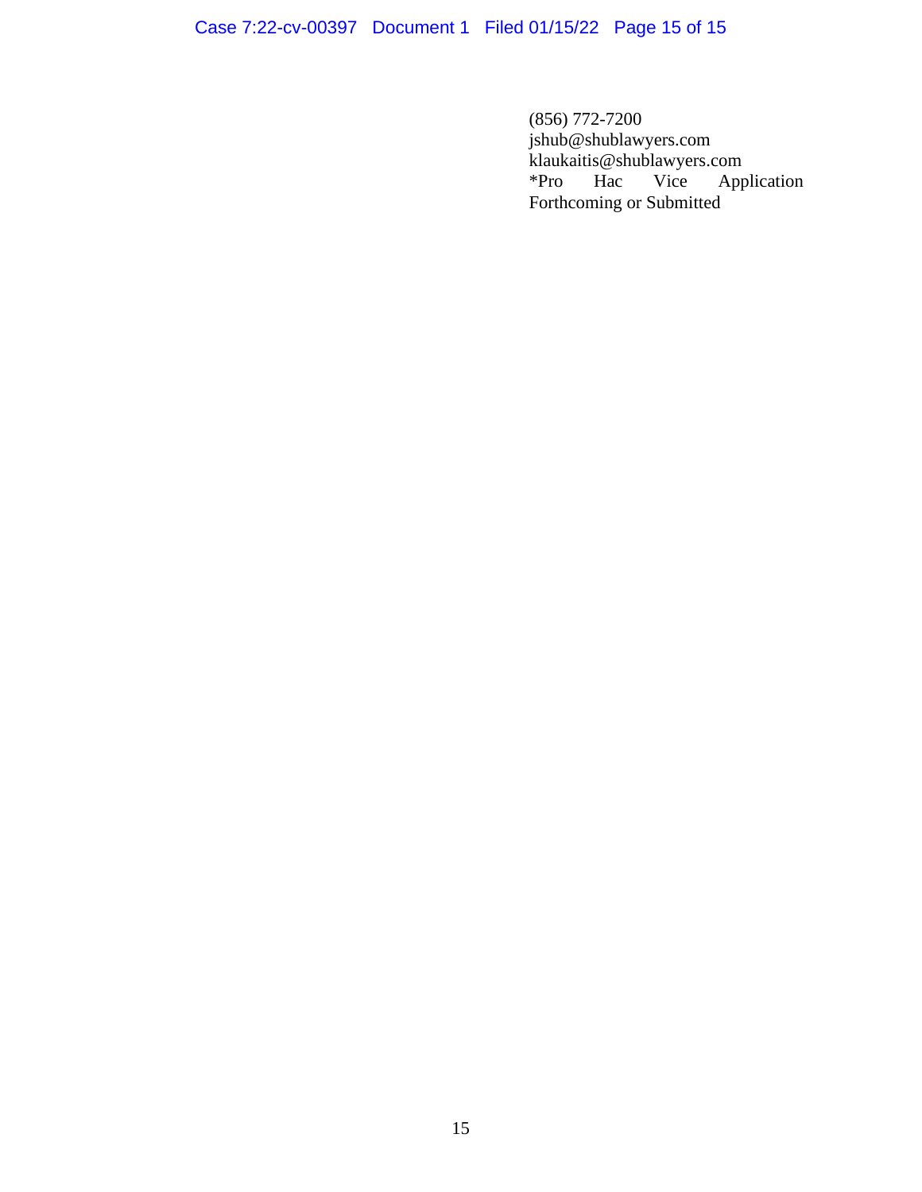(856) 772-7200
jshub@shublawyers.com
klaukaitis@shublawyers.com
*Pro Hac Vice Application Forthcoming or Submitted